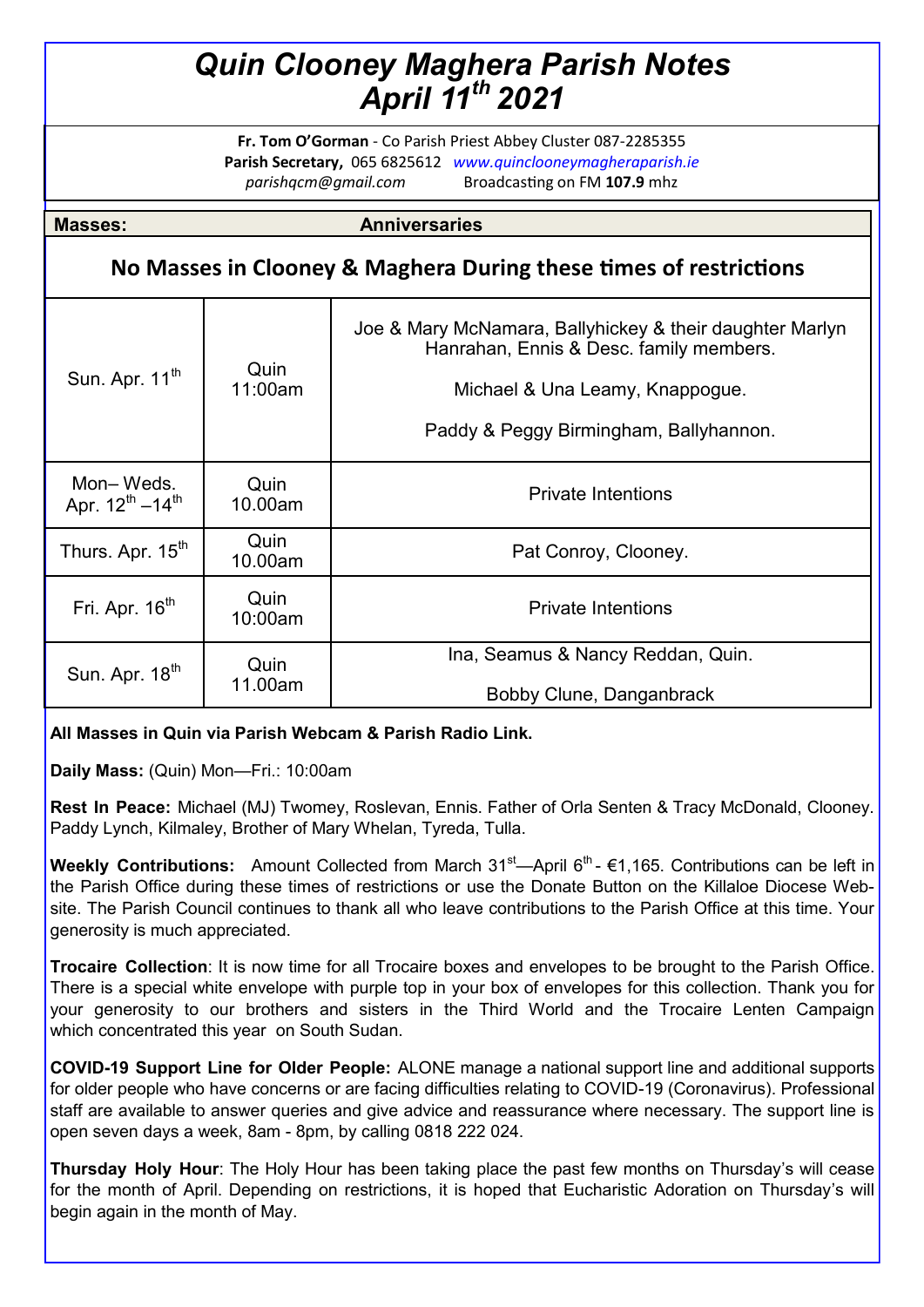# *Quin Clooney Maghera Parish Notes April 11th 2021*

**Fr. Tom O'Gorman** - Co Parish Priest Abbey Cluster 087-2285355
**Parish Secretary,** 065 6825612 *www.quinclooneymagheraparish.ie*
*parishqcm@gmail.com* Broadcasting on FM **107.9** mhz

| **Masses:** | | **Anniversaries** |
|---|---|---|
| **No Masses in Clooney & Maghera During these times of restrictions** | | |
| Sun. Apr. 11th | Quin 11:00am | Joe & Mary McNamara, Ballyhickey & their daughter Marlyn Hanrahan, Ennis & Desc. family members. Michael & Una Leamy, Knappogue. Paddy & Peggy Birmingham, Ballyhannon. |
| Mon– Weds. Apr. 12th –14th | Quin 10.00am | Private Intentions |
| Thurs. Apr. 15th | Quin 10.00am | Pat Conroy, Clooney. |
| Fri. Apr. 16th | Quin 10:00am | Private Intentions |
| Sun. Apr. 18th | Quin 11.00am | Ina, Seamus & Nancy Reddan, Quin. Bobby Clune, Danganbrack |

**All Masses in Quin via Parish Webcam & Parish Radio Link.**

**Daily Mass:** (Quin) Mon—Fri.: 10:00am

**Rest In Peace:** Michael (MJ) Twomey, Roslevan, Ennis. Father of Orla Senten & Tracy McDonald, Clooney. Paddy Lynch, Kilmaley, Brother of Mary Whelan, Tyreda, Tulla.

**Weekly Contributions:** Amount Collected from March 31st—April 6th - €1,165. Contributions can be left in the Parish Office during these times of restrictions or use the Donate Button on the Killaloe Diocese Website. The Parish Council continues to thank all who leave contributions to the Parish Office at this time. Your generosity is much appreciated.

**Trocaire Collection**: It is now time for all Trocaire boxes and envelopes to be brought to the Parish Office. There is a special white envelope with purple top in your box of envelopes for this collection. Thank you for your generosity to our brothers and sisters in the Third World and the Trocaire Lenten Campaign which concentrated this year on South Sudan.

**COVID-19 Support Line for Older People:** ALONE manage a national support line and additional supports for older people who have concerns or are facing difficulties relating to COVID-19 (Coronavirus). Professional staff are available to answer queries and give advice and reassurance where necessary. The support line is open seven days a week, 8am - 8pm, by calling 0818 222 024.

**Thursday Holy Hour**: The Holy Hour has been taking place the past few months on Thursday's will cease for the month of April. Depending on restrictions, it is hoped that Eucharistic Adoration on Thursday's will begin again in the month of May.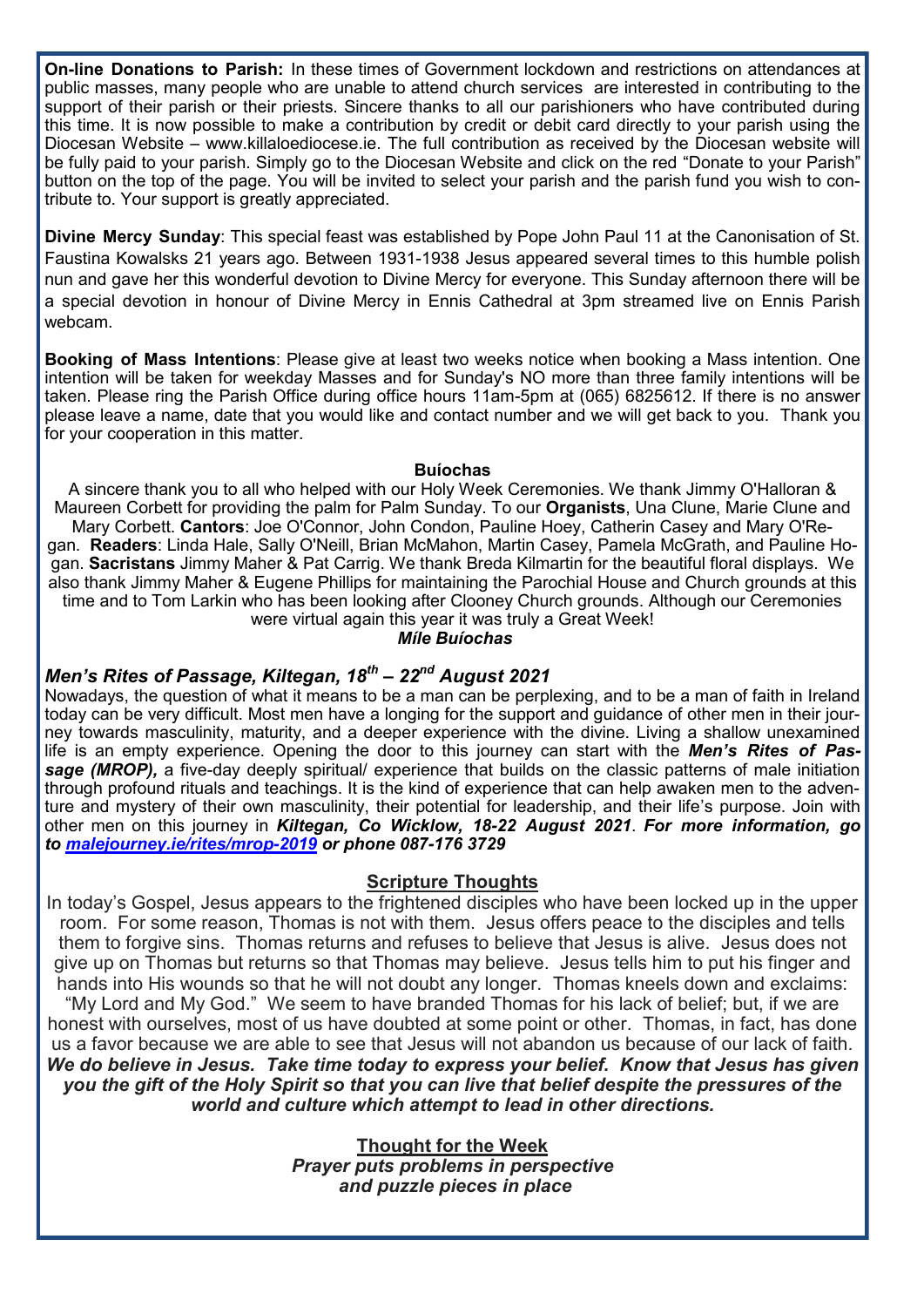**On-line Donations to Parish:** In these times of Government lockdown and restrictions on attendances at public masses, many people who are unable to attend church services are interested in contributing to the support of their parish or their priests. Sincere thanks to all our parishioners who have contributed during this time. It is now possible to make a contribution by credit or debit card directly to your parish using the Diocesan Website – www.killaloediocese.ie. The full contribution as received by the Diocesan website will be fully paid to your parish. Simply go to the Diocesan Website and click on the red "Donate to your Parish" button on the top of the page. You will be invited to select your parish and the parish fund you wish to contribute to. Your support is greatly appreciated.

**Divine Mercy Sunday**: This special feast was established by Pope John Paul 11 at the Canonisation of St. Faustina Kowalsks 21 years ago. Between 1931-1938 Jesus appeared several times to this humble polish nun and gave her this wonderful devotion to Divine Mercy for everyone. This Sunday afternoon there will be a special devotion in honour of Divine Mercy in Ennis Cathedral at 3pm streamed live on Ennis Parish webcam.

**Booking of Mass Intentions**: Please give at least two weeks notice when booking a Mass intention. One intention will be taken for weekday Masses and for Sunday's NO more than three family intentions will be taken. Please ring the Parish Office during office hours 11am-5pm at (065) 6825612. If there is no answer please leave a name, date that you would like and contact number and we will get back to you. Thank you for your cooperation in this matter.

**Buíochas**

A sincere thank you to all who helped with our Holy Week Ceremonies. We thank Jimmy O'Halloran & Maureen Corbett for providing the palm for Palm Sunday. To our **Organists**, Una Clune, Marie Clune and Mary Corbett. **Cantors**: Joe O'Connor, John Condon, Pauline Hoey, Catherin Casey and Mary O'Regan. **Readers**: Linda Hale, Sally O'Neill, Brian McMahon, Martin Casey, Pamela McGrath, and Pauline Hogan. **Sacristans** Jimmy Maher & Pat Carrig. We thank Breda Kilmartin for the beautiful floral displays. We also thank Jimmy Maher & Eugene Phillips for maintaining the Parochial House and Church grounds at this time and to Tom Larkin who has been looking after Clooney Church grounds. Although our Ceremonies were virtual again this year it was truly a Great Week!

***Míle Buíochas***

### *Men's Rites of Passage, Kiltegan, 18th – 22nd August 2021*

Nowadays, the question of what it means to be a man can be perplexing, and to be a man of faith in Ireland today can be very difficult. Most men have a longing for the support and guidance of other men in their journey towards masculinity, maturity, and a deeper experience with the divine. Living a shallow unexamined life is an empty experience. Opening the door to this journey can start with the ***Men's Rites of Passage (MROP),*** a five-day deeply spiritual/ experience that builds on the classic patterns of male initiation through profound rituals and teachings. It is the kind of experience that can help awaken men to the adventure and mystery of their own masculinity, their potential for leadership, and their life's purpose. Join with other men on this journey in ***Kiltegan, Co Wicklow, 18-22 August 2021***. ***For more information, go to malejourney.ie/rites/mrop-2019 or phone 087-176 3729***

**Scripture Thoughts**

In today's Gospel, Jesus appears to the frightened disciples who have been locked up in the upper room. For some reason, Thomas is not with them. Jesus offers peace to the disciples and tells them to forgive sins. Thomas returns and refuses to believe that Jesus is alive. Jesus does not give up on Thomas but returns so that Thomas may believe. Jesus tells him to put his finger and hands into His wounds so that he will not doubt any longer. Thomas kneels down and exclaims: "My Lord and My God." We seem to have branded Thomas for his lack of belief; but, if we are honest with ourselves, most of us have doubted at some point or other. Thomas, in fact, has done us a favor because we are able to see that Jesus will not abandon us because of our lack of faith. ***We do believe in Jesus. Take time today to express your belief. Know that Jesus has given you the gift of the Holy Spirit so that you can live that belief despite the pressures of the world and culture which attempt to lead in other directions.***

**Thought for the Week**

***Prayer puts problems in perspective and puzzle pieces in place***